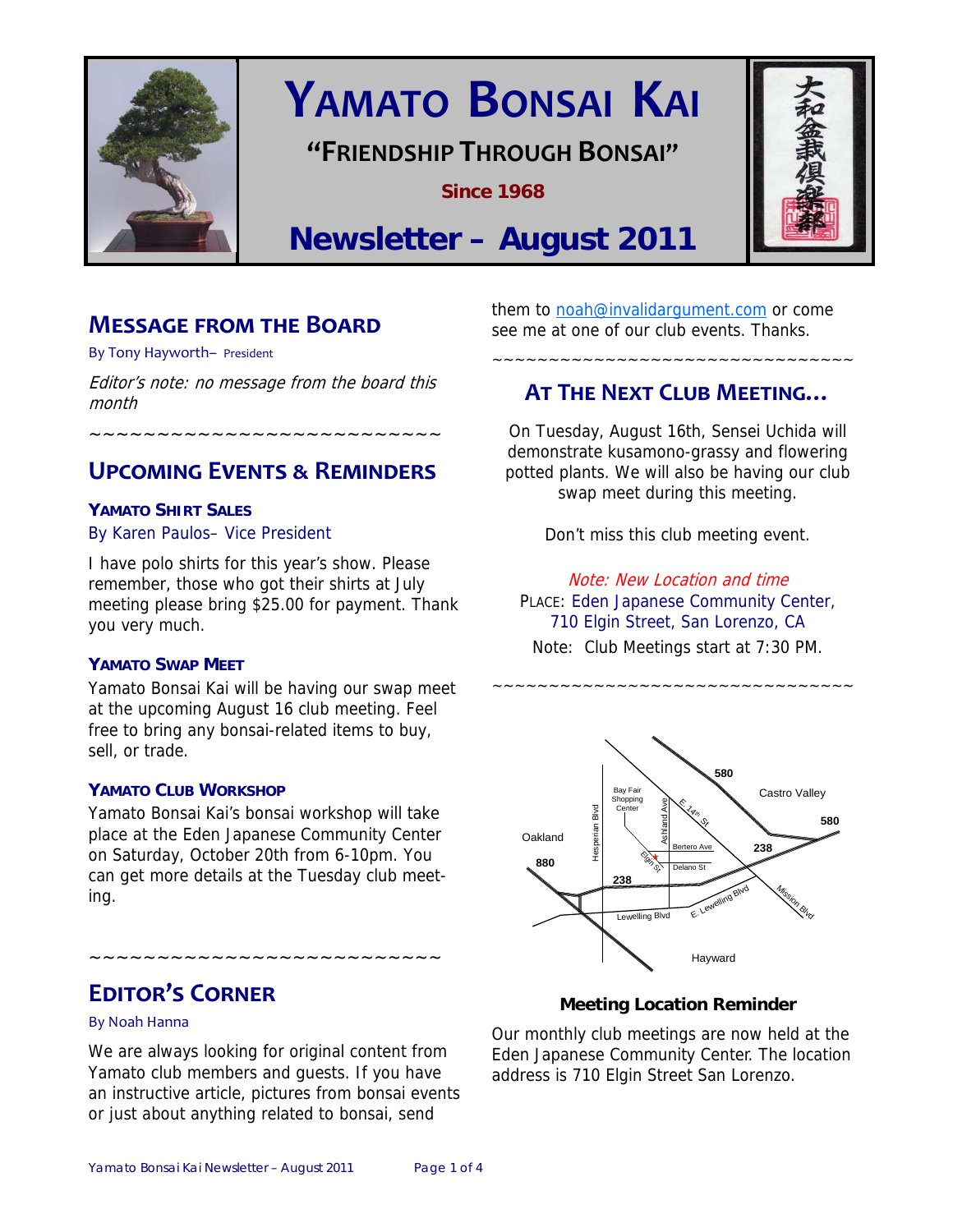# YAMATO BONSAI KAI

**"FRIENDSHIP THROUGH BONSAI"**

**Since 1968**

# Newsletter – August 2011

## MESSAGE FROM THE BOARD

By Tony Hayworth– President

*Editor's note: no message from the board this month*

~~~~~~~~~~~~~~~~~~~~~~~~~~

## UPCOMING EVENTS & REMINDERS

### YAMATO SHIRT SALES

By Karen Paulos– Vice President

I have polo shirts for this year's show. Please remember, those who got their shirts at July meeting please bring $25.00 for payment. Thank you very much.

### YAMATO SWAP MEET

Yamato Bonsai Kai will be having our swap meet at the upcoming August 16 club meeting. Feel free to bring any bonsai-related items to buy, sell, or trade.

### YAMATO CLUB WORKSHOP

Yamato Bonsai Kai's bonsai workshop will take place at the Eden Japanese Community Center on Saturday, October 20th from 6-10pm. You can get more details at the Tuesday club meeting.

~~~~~~~~~~~~~~~~~~~~~~~~~~

## EDITOR'S CORNER

By Noah Hanna

We are always looking for original content from Yamato club members and guests. If you have an instructive article, pictures from bonsai events or just about anything related to bonsai, send them to noah@invalidargument.com or come see me at one of our club events. Thanks.

~~~~~~~~~~~~~~~~~~~~~~~~~~~~~~~~~

## AT THE NEXT CLUB MEETING…

On Tuesday, August 16th, Sensei Uchida will demonstrate kusamono-grassy and flowering potted plants. We will also be having our club swap meet during this meeting.

Don't miss this club meeting event.

*Note: New Location and time*

PLACE: Eden Japanese Community Center, 710 Elgin Street, San Lorenzo, CA

Note: Club Meetings start at 7:30 PM.

~~~~~~~~~~~~~~~~~~~~~~~~~~~~~~~~~

**Meeting Location Reminder**

Our monthly club meetings are now held at the Eden Japanese Community Center. The location address is 710 Elgin Street San Lorenzo.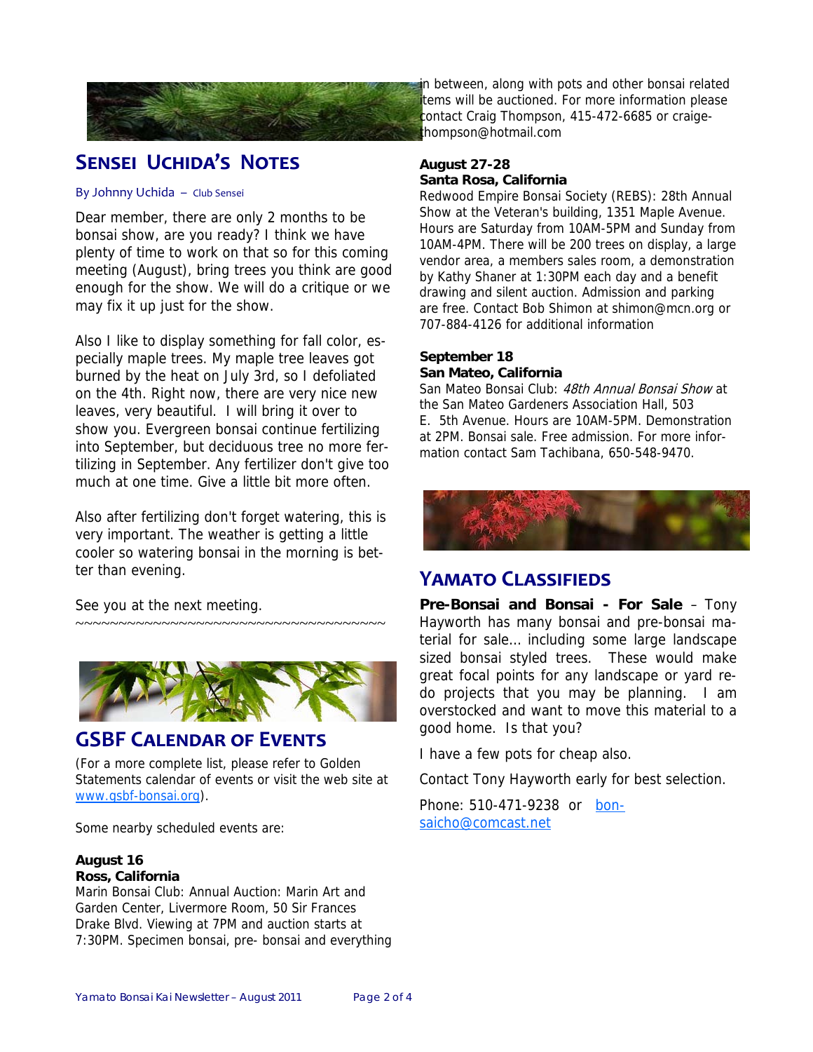## Sensei Uchida's Notes

By Johnny Uchida – Club Sensei

Dear member, there are only 2 months to be bonsai show, are you ready? I think we have plenty of time to work on that so for this coming meeting (August), bring trees you think are good enough for the show. We will do a critique or we may fix it up just for the show.

Also I like to display something for fall color, especially maple trees. My maple tree leaves got burned by the heat on July 3rd, so I defoliated on the 4th. Right now, there are very nice new leaves, very beautiful. I will bring it over to show you. Evergreen bonsai continue fertilizing into September, but deciduous tree no more fertilizing in September. Any fertilizer don't give too much at one time. Give a little bit more often.

Also after fertilizing don't forget watering, this is very important. The weather is getting a little cooler so watering bonsai in the morning is better than evening.

See you at the next meeting.

~~~~~~~~~~~~~~~~~~~~~~~~~~~~~~~~~~~~~~~~

## GSBF Calendar of Events

(For a more complete list, please refer to Golden Statements calendar of events or visit the web site at www.gsbf-bonsai.org).

Some nearby scheduled events are:

**August 16**
**Ross, California**
Marin Bonsai Club: Annual Auction: Marin Art and Garden Center, Livermore Room, 50 Sir Frances Drake Blvd. Viewing at 7PM and auction starts at 7:30PM. Specimen bonsai, pre- bonsai and everything in between, along with pots and other bonsai related items will be auctioned. For more information please contact Craig Thompson, 415-472-6685 or craigethompson@hotmail.com

**August 27-28**
**Santa Rosa, California**
Redwood Empire Bonsai Society (REBS): 28th Annual Show at the Veteran's building, 1351 Maple Avenue. Hours are Saturday from 10AM-5PM and Sunday from 10AM-4PM. There will be 200 trees on display, a large vendor area, a members sales room, a demonstration by Kathy Shaner at 1:30PM each day and a benefit drawing and silent auction. Admission and parking are free. Contact Bob Shimon at shimon@mcn.org or 707-884-4126 for additional information

**September 18**
**San Mateo, California**
San Mateo Bonsai Club: *48th Annual Bonsai Show* at the San Mateo Gardeners Association Hall, 503 E. 5th Avenue. Hours are 10AM-5PM. Demonstration at 2PM. Bonsai sale. Free admission. For more information contact Sam Tachibana, 650-548-9470.

## Yamato Classifieds

**Pre-Bonsai and Bonsai - For Sale** – Tony Hayworth has many bonsai and pre-bonsai material for sale... including some large landscape sized bonsai styled trees. These would make great focal points for any landscape or yard redo projects that you may be planning. I am overstocked and want to move this material to a good home. Is that you?

I have a few pots for cheap also.

Contact Tony Hayworth early for best selection.

Phone: 510-471-9238 or bonsaicho@comcast.net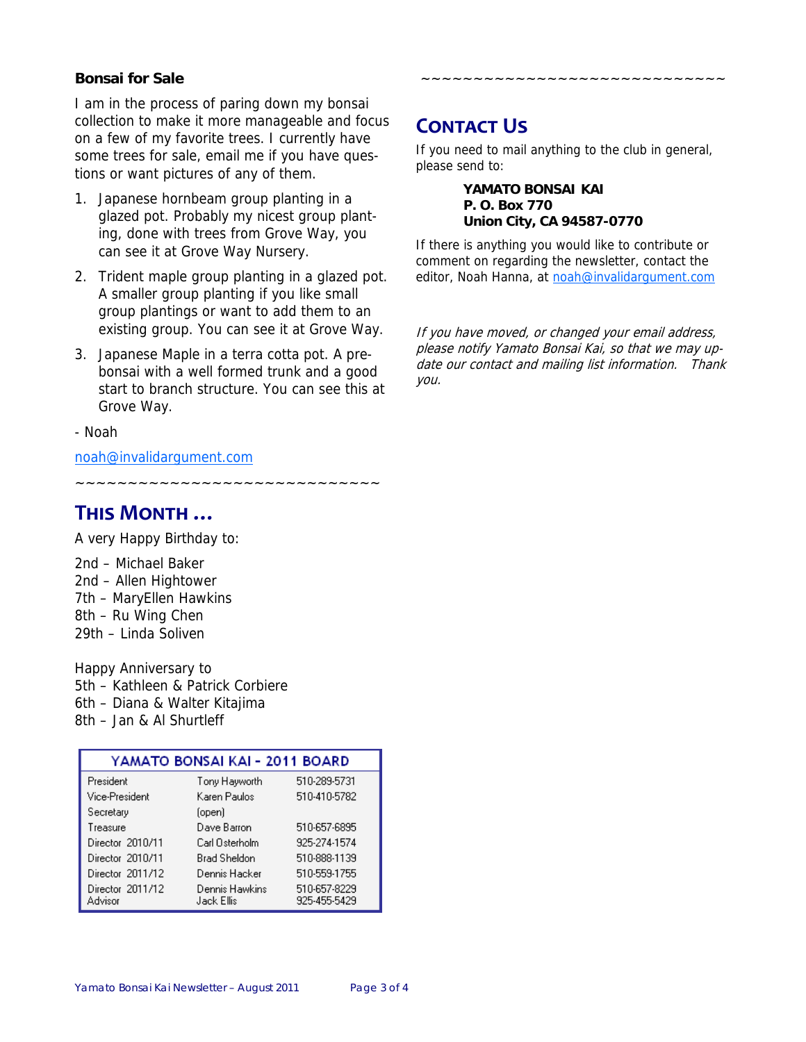**Bonsai for Sale**

I am in the process of paring down my bonsai collection to make it more manageable and focus on a few of my favorite trees. I currently have some trees for sale, email me if you have questions or want pictures of any of them.

1. Japanese hornbeam group planting in a glazed pot. Probably my nicest group planting, done with trees from Grove Way, you can see it at Grove Way Nursery.
2. Trident maple group planting in a glazed pot. A smaller group planting if you like small group plantings or want to add them to an existing group. You can see it at Grove Way.
3. Japanese Maple in a terra cotta pot. A pre-bonsai with a well formed trunk and a good start to branch structure. You can see this at Grove Way.

- Noah

noah@invalidargument.com

~~~~~~~~~~~~~~~~~~~~~~~~~~~~~

## THIS MONTH …

A very Happy Birthday to:

2nd – Michael Baker
2nd – Allen Hightower
7th – MaryEllen Hawkins
8th – Ru Wing Chen
29th – Linda Soliven

Happy Anniversary to
5th – Kathleen & Patrick Corbiere
6th – Diana & Walter Kitajima
8th – Jan & Al Shurtleff

| YAMATO BONSAI KAI - 2011 BOARD | | |
|---|---|---|
| President | Tony Hayworth | 510-289-5731 |
| Vice-President | Karen Paulos | 510-410-5782 |
| Secretary | (open) | |
| Treasure | Dave Barron | 510-657-6895 |
| Director 2010/11 | Carl Osterholm | 925-274-1574 |
| Director 2010/11 | Brad Sheldon | 510-888-1139 |
| Director 2011/12 | Dennis Hacker | 510-559-1755 |
| Director 2011/12 | Dennis Hawkins | 510-657-8229 |
| Advisor | Jack Ellis | 925-455-5429 |

~~~~~~~~~~~~~~~~~~~~~~~~~~~~~

## CONTACT US

If you need to mail anything to the club in general, please send to:

**YAMATO BONSAI KAI**
**P. O. Box 770**
**Union City, CA 94587-0770**

If there is anything you would like to contribute or comment on regarding the newsletter, contact the editor, Noah Hanna, at noah@invalidargument.com

*If you have moved, or changed your email address, please notify Yamato Bonsai Kai, so that we may update our contact and mailing list information. Thank you.*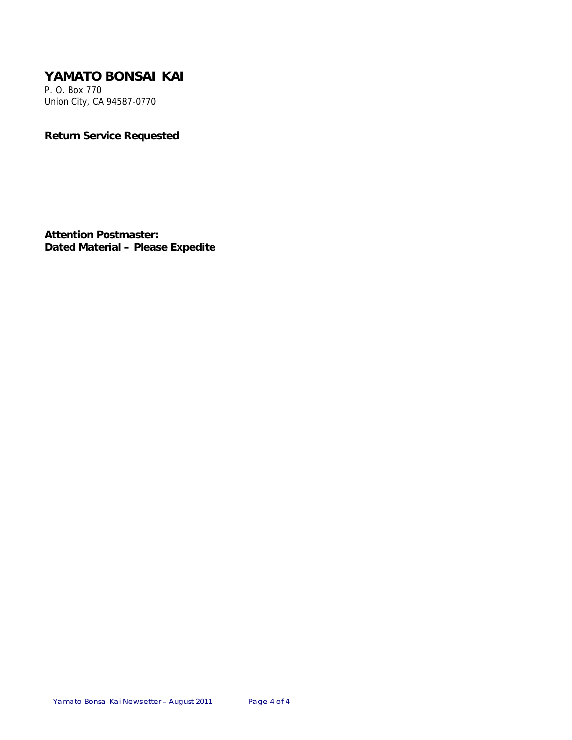**YAMATO BONSAI KAI**
P. O. Box 770
Union City, CA 94587-0770

**Return Service Requested**

**Attention Postmaster:**
**Dated Material – Please Expedite**